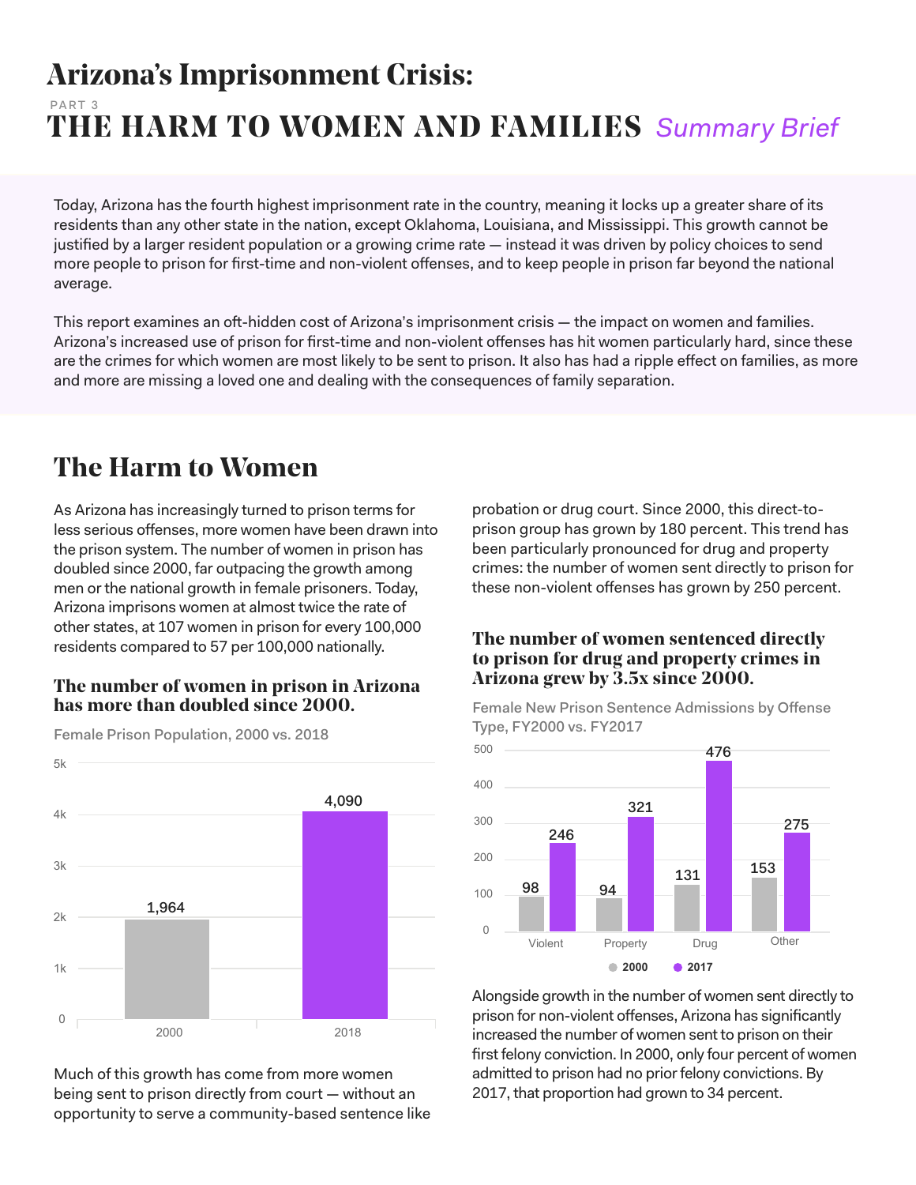# Arizona's Imprisonment Crisis:

PART 3

# THE HARM TO WOMEN AND FAMILIES *Summary Brief*

Today, Arizona has the fourth highest imprisonment rate in the country, meaning it locks up a greater share of its residents than any other state in the nation, except Oklahoma, Louisiana, and Mississippi. This growth cannot be justified by a larger resident population or a growing crime rate — instead it was driven by policy choices to send more people to prison for first-time and non-violent offenses, and to keep people in prison far beyond the national average.

This report examines an oft-hidden cost of Arizona's imprisonment crisis — the impact on women and families. Arizona's increased use of prison for first-time and non-violent offenses has hit women particularly hard, since these are the crimes for which women are most likely to be sent to prison. It also has had a ripple effect on families, as more and more are missing a loved one and dealing with the consequences of family separation.

## The Harm to Women

As Arizona has increasingly turned to prison terms for less serious offenses, more women have been drawn into the prison system. The number of women in prison has doubled since 2000, far outpacing the growth among men or the national growth in female prisoners. Today, Arizona imprisons women at almost twice the rate of other states, at 107 women in prison for every 100,000 residents compared to 57 per 100,000 nationally.

### The number of women in prison in Arizona has more than doubled since 2000.

Female Prison Population, 2000 vs. 2018

| Year | Female Prison Population |
| --- | --- |
| 2000 | 1,964 |
| 2018 | 4,090 |

Much of this growth has come from more women being sent to prison directly from court — without an opportunity to serve a community-based sentence like probation or drug court. Since 2000, this direct-to-prison group has grown by 180 percent. This trend has been particularly pronounced for drug and property crimes: the number of women sent directly to prison for these non-violent offenses has grown by 250 percent.

### The number of women sentenced directly to prison for drug and property crimes in Arizona grew by 3.5x since 2000.

Female New Prison Sentence Admissions by Offense Type, FY2000 vs. FY2017

| Offense Type | 2000 | 2017 |
| --- | --- | --- |
| Violent | 98 | 246 |
| Property | 94 | 321 |
| Drug | 131 | 476 |
| Other | 153 | 275 |

Alongside growth in the number of women sent directly to prison for non-violent offenses, Arizona has significantly increased the number of women sent to prison on their first felony conviction. In 2000, only four percent of women admitted to prison had no prior felony convictions. By 2017, that proportion had grown to 34 percent.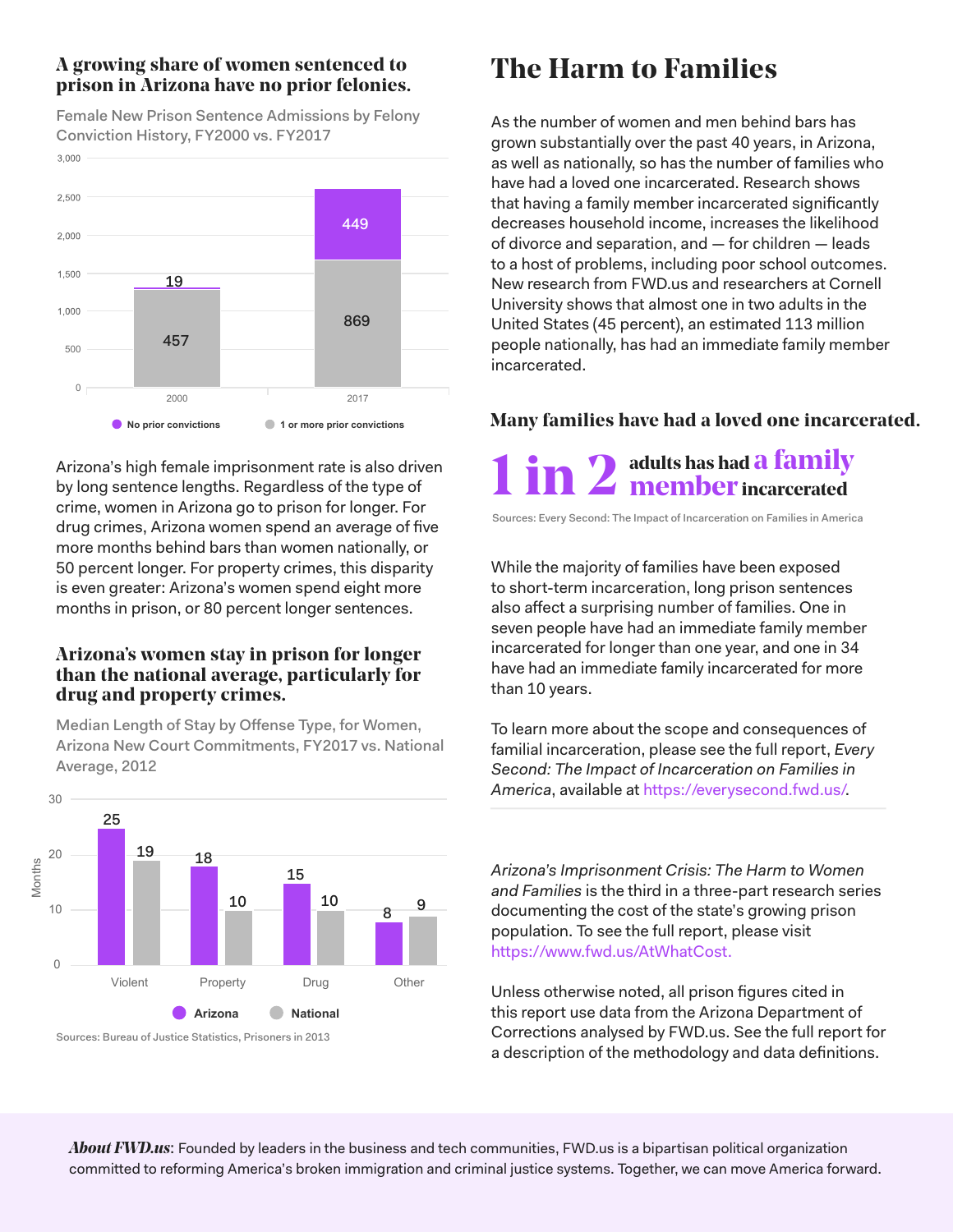### A growing share of women sentenced to prison in Arizona have no prior felonies.

Female New Prison Sentence Admissions by Felony Conviction History, FY2000 vs. FY2017

3,000
2,500
2,000
1,500
1,000
500
0

19
457
449
869

2000
2017

No prior convictions
1 or more prior convictions

Arizona's high female imprisonment rate is also driven by long sentence lengths. Regardless of the type of crime, women in Arizona go to prison for longer. For drug crimes, Arizona women spend an average of five more months behind bars than women nationally, or 50 percent longer. For property crimes, this disparity is even greater: Arizona's women spend eight more months in prison, or 80 percent longer sentences.

### Arizona's women stay in prison for longer than the national average, particularly for drug and property crimes.

Median Length of Stay by Offense Type, for Women, Arizona New Court Commitments, FY2017 vs. National Average, 2012

30
20
10
0

Months

25
19
18
10
15
10
8
9

Violent
Property
Drug
Other

Arizona
National

Sources: Bureau of Justice Statistics, Prisoners in 2013

# The Harm to Families

As the number of women and men behind bars has grown substantially over the past 40 years, in Arizona, as well as nationally, so has the number of families who have had a loved one incarcerated. Research shows that having a family member incarcerated significantly decreases household income, increases the likelihood of divorce and separation, and — for children — leads to a host of problems, including poor school outcomes. New research from FWD.us and researchers at Cornell University shows that almost one in two adults in the United States (45 percent), an estimated 113 million people nationally, has had an immediate family member incarcerated.

### Many families have had a loved one incarcerated.

**1 in 2** adults has had **a family member** incarcerated

Sources: Every Second: The Impact of Incarceration on Families in America

While the majority of families have been exposed to short-term incarceration, long prison sentences also affect a surprising number of families. One in seven people have had an immediate family member incarcerated for longer than one year, and one in 34 have had an immediate family incarcerated for more than 10 years.

To learn more about the scope and consequences of familial incarceration, please see the full report, *Every Second: The Impact of Incarceration on Families in America*, available at https://everysecond.fwd.us/.

*Arizona's Imprisonment Crisis: The Harm to Women and Families* is the third in a three-part research series documenting the cost of the state's growing prison population. To see the full report, please visit https://www.fwd.us/AtWhatCost.

Unless otherwise noted, all prison figures cited in this report use data from the Arizona Department of Corrections analysed by FWD.us. See the full report for a description of the methodology and data definitions.

***About FWD.us***: Founded by leaders in the business and tech communities, FWD.us is a bipartisan political organization committed to reforming America's broken immigration and criminal justice systems. Together, we can move America forward.